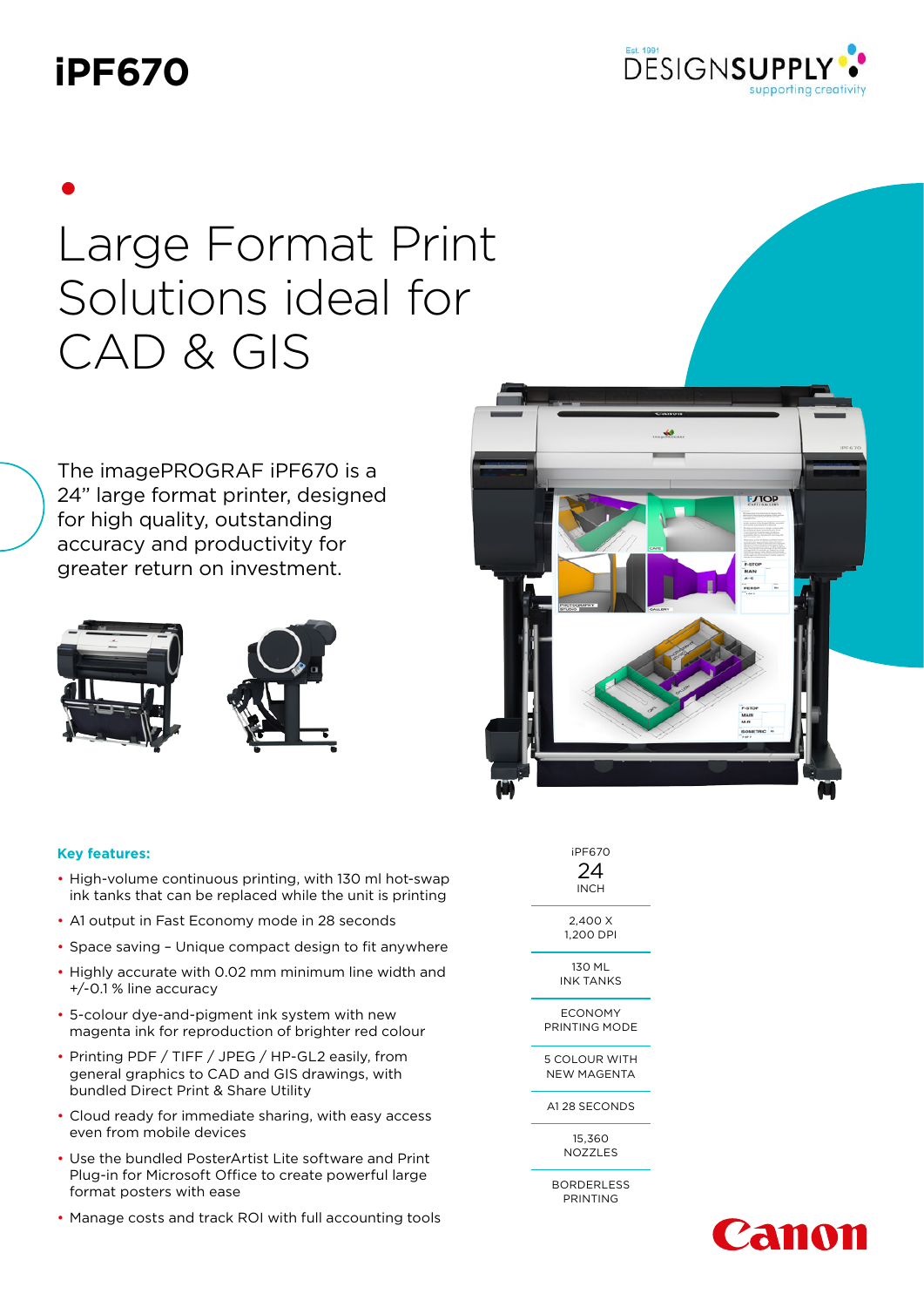# iPF670

Est. 1991 DESIGNSUPPLY supporting creativity

## Large Format Print Solutions ideal for CAD & GIS

The imagePROGRAF iPF670 is a 24" large format printer, designed for high quality, outstanding accuracy and productivity for greater return on investment.

### Key features:

- High-volume continuous printing, with 130 ml hot-swap ink tanks that can be replaced while the unit is printing
- A1 output in Fast Economy mode in 28 seconds
- Space saving – Unique compact design to fit anywhere
- Highly accurate with 0.02 mm minimum line width and +/-0.1 % line accuracy
- 5-colour dye-and-pigment ink system with new magenta ink for reproduction of brighter red colour
- Printing PDF / TIFF / JPEG / HP-GL2 easily, from general graphics to CAD and GIS drawings, with bundled Direct Print & Share Utility
- Cloud ready for immediate sharing, with easy access even from mobile devices
- Use the bundled PosterArtist Lite software and Print Plug-in for Microsoft Office to create powerful large format posters with ease
- Manage costs and track ROI with full accounting tools

iPF670
24
INCH

2,400 X 1,200 DPI

130 ML INK TANKS

ECONOMY PRINTING MODE

5 COLOUR WITH NEW MAGENTA

A1 28 SECONDS

15,360 NOZZLES

BORDERLESS PRINTING

Canon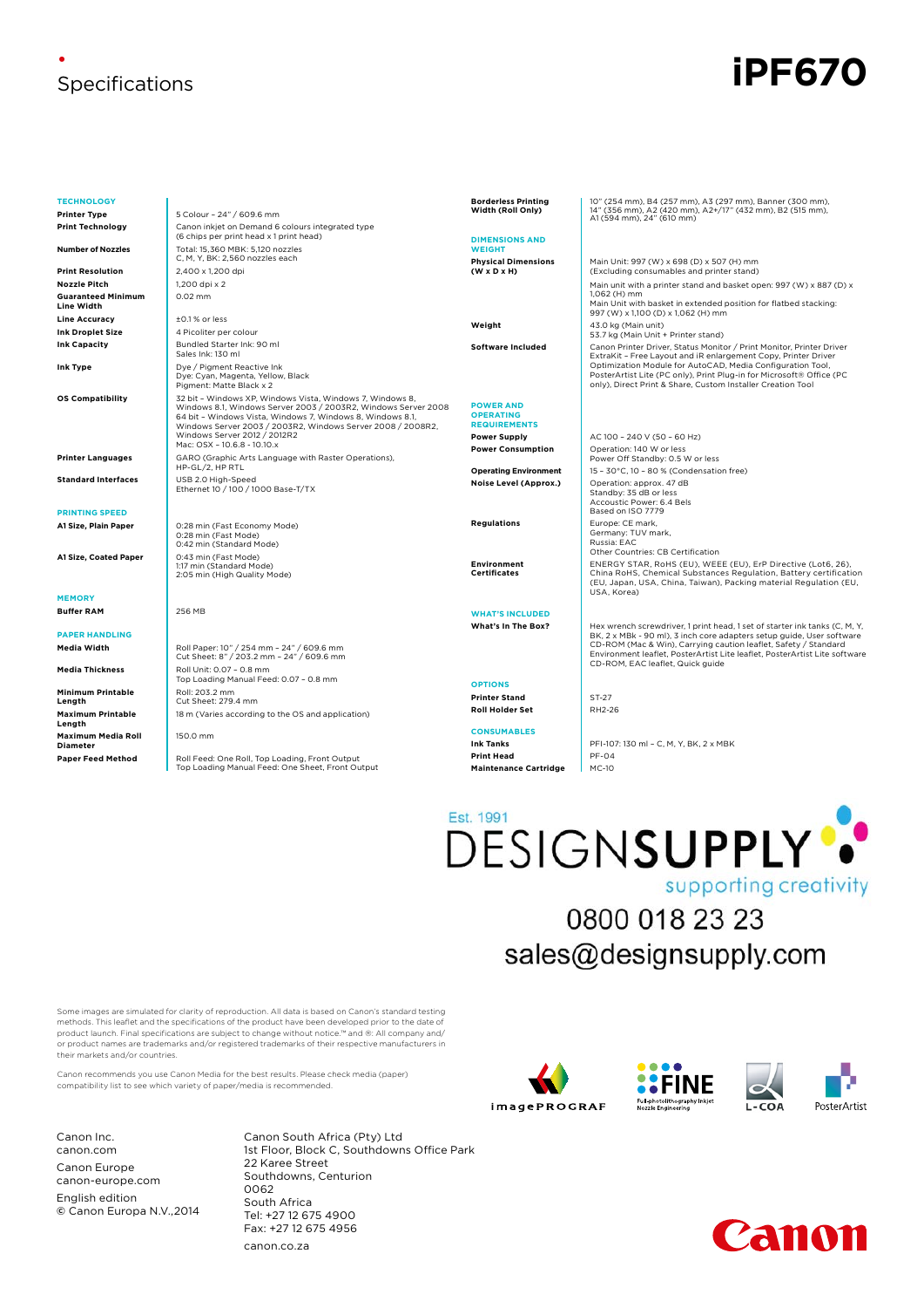# Specifications

# iPF670

## TECHNOLOGY

| | |
|---|---|
| **Printer Type** | 5 Colour – 24" / 609.6 mm |
| **Print Technology** | Canon inkjet on Demand 6 colours integrated type (6 chips per print head x 1 print head) |
| **Number of Nozzles** | Total: 15,360 MBK: 5,120 nozzles C, M, Y, BK: 2,560 nozzles each |
| **Print Resolution** | 2,400 x 1,200 dpi |
| **Nozzle Pitch** | 1,200 dpi x 2 |
| **Guaranteed Minimum Line Width** | 0.02 mm |
| **Line Accuracy** | ±0.1 % or less |
| **Ink Droplet Size** | 4 Picoliter per colour |
| **Ink Capacity** | Bundled Starter Ink: 90 ml Sales Ink: 130 ml |
| **Ink Type** | Dye / Pigment Reactive Ink Dye: Cyan, Magenta, Yellow, Black Pigment: Matte Black x 2 |
| **OS Compatibility** | 32 bit – Windows XP, Windows Vista, Windows 7, Windows 8, Windows 8.1, Windows Server 2003 / 2003R2, Windows Server 2008 64 bit – Windows Vista, Windows 7, Windows 8, Windows 8.1, Windows Server 2003 / 2003R2, Windows Server 2008 / 2008R2, Windows Server 2012 / 2012R2 Mac: OSX – 10.6.8 - 10.10.x |
| **Printer Languages** | GARO (Graphic Arts Language with Raster Operations), HP-GL/2, HP RTL |
| **Standard Interfaces** | USB 2.0 High-Speed Ethernet 10 / 100 / 1000 Base-T/TX |

## PRINTING SPEED

| | |
|---|---|
| **A1 Size, Plain Paper** | 0:28 min (Fast Economy Mode) 0:28 min (Fast Mode) 0:42 min (Standard Mode) |
| **A1 Size, Coated Paper** | 0:43 min (Fast Mode) 1:17 min (Standard Mode) 2:05 min (High Quality Mode) |

## MEMORY

| | |
|---|---|
| **Buffer RAM** | 256 MB |

## PAPER HANDLING

| | |
|---|---|
| **Media Width** | Roll Paper: 10" / 254 mm – 24" / 609.6 mm Cut Sheet: 8" / 203.2 mm – 24" / 609.6 mm |
| **Media Thickness** | Roll Unit: 0.07 – 0.8 mm Top Loading Manual Feed: 0.07 – 0.8 mm |
| **Minimum Printable Length** | Roll: 203.2 mm Cut Sheet: 279.4 mm |
| **Maximum Printable Length** | 18 m (Varies according to the OS and application) |
| **Maximum Media Roll Diameter** | 150.0 mm |
| **Paper Feed Method** | Roll Feed: One Roll, Top Loading, Front Output Top Loading Manual Feed: One Sheet, Front Output |
| **Borderless Printing Width (Roll Only)** | 10" (254 mm), B4 (257 mm), A3 (297 mm), Banner (300 mm), 14" (356 mm), A2 (420 mm), A2+/17" (432 mm), B2 (515 mm), A1 (594 mm), 24" (610 mm) |

## DIMENSIONS AND WEIGHT

| | |
|---|---|
| **Physical Dimensions (W x D x H)** | Main Unit: 997 (W) x 698 (D) x 507 (H) mm (Excluding consumables and printer stand) Main unit with a printer stand and basket open: 997 (W) x 887 (D) x 1,062 (H) mm Main Unit with basket in extended position for flatbed stacking: 997 (W) x 1,100 (D) x 1,062 (H) mm |
| **Weight** | 43.0 kg (Main unit) 53.7 kg (Main Unit + Printer stand) |
| **Software Included** | Canon Printer Driver, Status Monitor / Print Monitor, Printer Driver ExtraKit - Free Layout and iR enlargement Copy, Printer Driver Optimization Module for AutoCAD, Media Configuration Tool, PosterArtist Lite (PC only), Print Plug-in for Microsoft® Office (PC only), Direct Print & Share, Custom Installer Creation Tool |

## POWER AND OPERATING REQUIREMENTS

| | |
|---|---|
| **Power Supply** | AC 100 – 240 V (50 – 60 Hz) |
| **Power Consumption** | Operation: 140 W or less Power Off Standby: 0.5 W or less |
| **Operating Environment** | 15 – 30°C, 10 – 80 % (Condensation free) |
| **Noise Level (Approx.)** | Operation: approx. 47 dB Standby: 35 dB or less Accoustic Power: 6.4 Bels Based on ISO 7779 |
| **Regulations** | Europe: CE mark, Germany: TUV mark, Russia: EAC Other Countries: CB Certification |
| **Environment Certificates** | ENERGY STAR, RoHS (EU), WEEE (EU), ErP Directive (Lot6, 26), China RoHS, Chemical Substances Regulation, Battery certification (EU, Japan, USA, China, Taiwan), Packing material Regulation (EU, USA, Korea) |

## WHAT'S INCLUDED

| | |
|---|---|
| **What's In The Box?** | Hex wrench screwdriver, 1 print head, 1 set of starter ink tanks (C, M, Y, BK, 2 x MBk - 90 ml), 3 inch core adapters setup guide, User software CD-ROM (Mac & Win), Carrying caution leaflet, Safety / Standard Environment leaflet, PosterArtist Lite leaflet, PosterArtist Lite software CD-ROM, EAC leaflet, Quick guide |

## OPTIONS

| | |
|---|---|
| **Printer Stand** | ST-27 |
| **Roll Holder Set** | RH2-26 |

## CONSUMABLES

| | |
|---|---|
| **Ink Tanks** | PFI-107: 130 ml – C, M, Y, BK, 2 x MBK |
| **Print Head** | PF-04 |
| **Maintenance Cartridge** | MC-10 |

Est. 1991
DESIGNSUPPLY
supporting creativity

0800 018 23 23
sales@designsupply.com

Some images are simulated for clarity of reproduction. All data is based on Canon's standard testing methods. This leaflet and the specifications of the product have been developed prior to the date of product launch. Final specifications are subject to change without notice.™ and ®: All company and/or product names are trademarks and/or registered trademarks of their respective manufacturers in their markets and/or countries.

Canon recommends you use Canon Media for the best results. Please check media (paper) compatibility list to see which variety of paper/media is recommended.

imagePROGRAF | FINE Full-photolithography Inkjet Nozzle Engineering | L-COA | PosterArtist

Canon Inc.
canon.com

Canon Europe
canon-europe.com

English edition
© Canon Europa N.V.,2014

Canon South Africa (Pty) Ltd
1st Floor, Block C, Southdowns Office Park
22 Karee Street
Southdowns, Centurion
0062
South Africa
Tel: +27 12 675 4900
Fax: +27 12 675 4956

canon.co.za

Canon